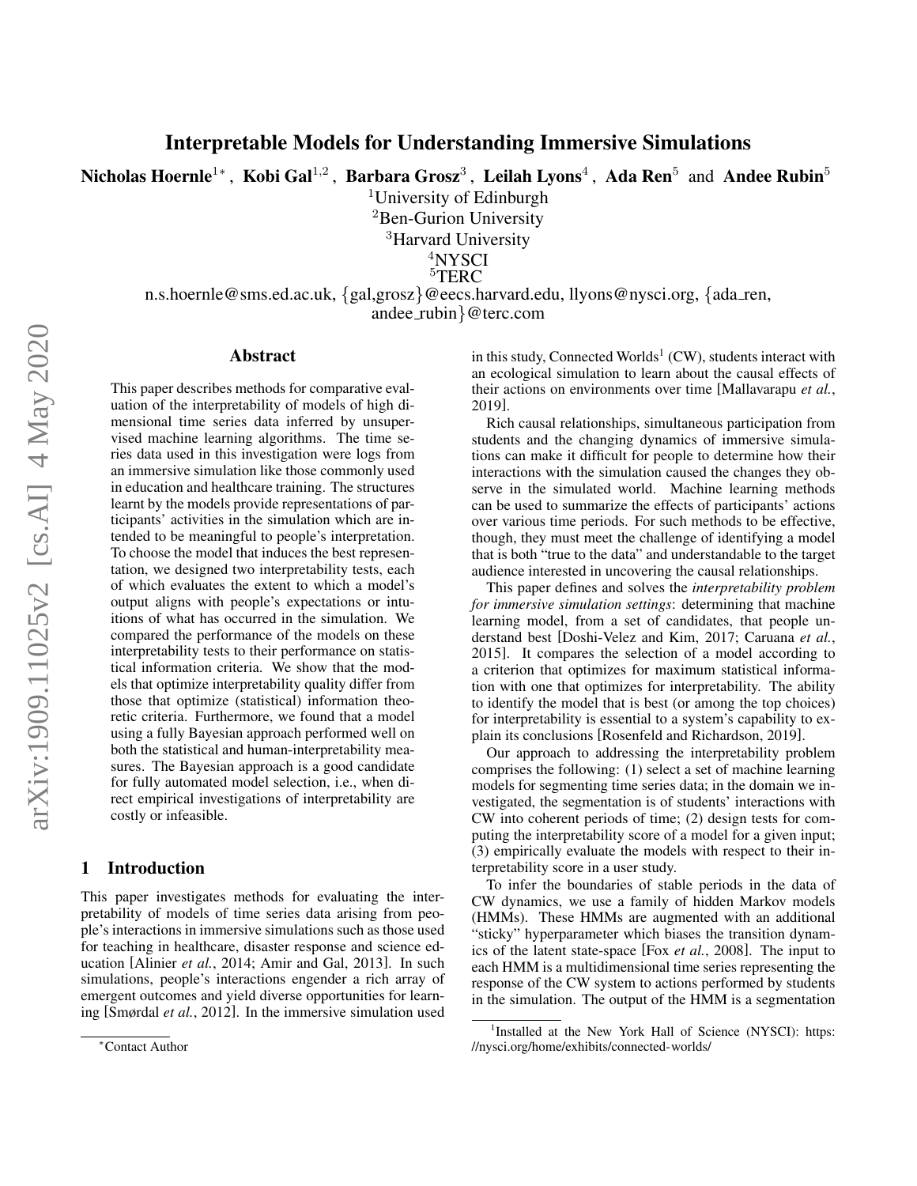# Interpretable Models for Understanding Immersive Simulations

**Nicholas Hoernle**[1*], **Kobi Gal**[1,2], **Barbara Grosz**[3], **Leilah Lyons**[4], **Ada Ren**[5] and **Andee Rubin**[5]

[1]University of Edinburgh
[2]Ben-Gurion University
[3]Harvard University
[4]NYSCI
[5]TERC

n.s.hoernle@sms.ed.ac.uk, {gal,grosz}@eecs.harvard.edu, llyons@nysci.org, {ada_ren, andee_rubin}@terc.com

## Abstract

This paper describes methods for comparative evaluation of the interpretability of models of high dimensional time series data inferred by unsupervised machine learning algorithms. The time series data used in this investigation were logs from an immersive simulation like those commonly used in education and healthcare training. The structures learnt by the models provide representations of participants' activities in the simulation which are intended to be meaningful to people's interpretation. To choose the model that induces the best representation, we designed two interpretability tests, each of which evaluates the extent to which a model's output aligns with people's expectations or intuitions of what has occurred in the simulation. We compared the performance of the models on these interpretability tests to their performance on statistical information criteria. We show that the models that optimize interpretability quality differ from those that optimize (statistical) information theoretic criteria. Furthermore, we found that a model using a fully Bayesian approach performed well on both the statistical and human-interpretability measures. The Bayesian approach is a good candidate for fully automated model selection, i.e., when direct empirical investigations of interpretability are costly or infeasible.

## 1 Introduction

This paper investigates methods for evaluating the interpretability of models of time series data arising from people's interactions in immersive simulations such as those used for teaching in healthcare, disaster response and science education [Alinier *et al.*, 2014; Amir and Gal, 2013]. In such simulations, people's interactions engender a rich array of emergent outcomes and yield diverse opportunities for learning [Smørdal *et al.*, 2012]. In the immersive simulation used in this study, Connected Worlds[1] (CW), students interact with an ecological simulation to learn about the causal effects of their actions on environments over time [Mallavarapu *et al.*, 2019].

Rich causal relationships, simultaneous participation from students and the changing dynamics of immersive simulations can make it difficult for people to determine how their interactions with the simulation caused the changes they observe in the simulated world. Machine learning methods can be used to summarize the effects of participants' actions over various time periods. For such methods to be effective, though, they must meet the challenge of identifying a model that is both "true to the data" and understandable to the target audience interested in uncovering the causal relationships.

This paper defines and solves the *interpretability problem for immersive simulation settings*: determining that machine learning model, from a set of candidates, that people understand best [Doshi-Velez and Kim, 2017; Caruana *et al.*, 2015]. It compares the selection of a model according to a criterion that optimizes for maximum statistical information with one that optimizes for interpretability. The ability to identify the model that is best (or among the top choices) for interpretability is essential to a system's capability to explain its conclusions [Rosenfeld and Richardson, 2019].

Our approach to addressing the interpretability problem comprises the following: (1) select a set of machine learning models for segmenting time series data; in the domain we investigated, the segmentation is of students' interactions with CW into coherent periods of time; (2) design tests for computing the interpretability score of a model for a given input; (3) empirically evaluate the models with respect to their interpretability score in a user study.

To infer the boundaries of stable periods in the data of CW dynamics, we use a family of hidden Markov models (HMMs). These HMMs are augmented with an additional "sticky" hyperparameter which biases the transition dynamics of the latent state-space [Fox *et al.*, 2008]. The input to each HMM is a multidimensional time series representing the response of the CW system to actions performed by students in the simulation. The output of the HMM is a segmentation

*Contact Author

[1]Installed at the New York Hall of Science (NYSCI): https://nysci.org/home/exhibits/connected-worlds/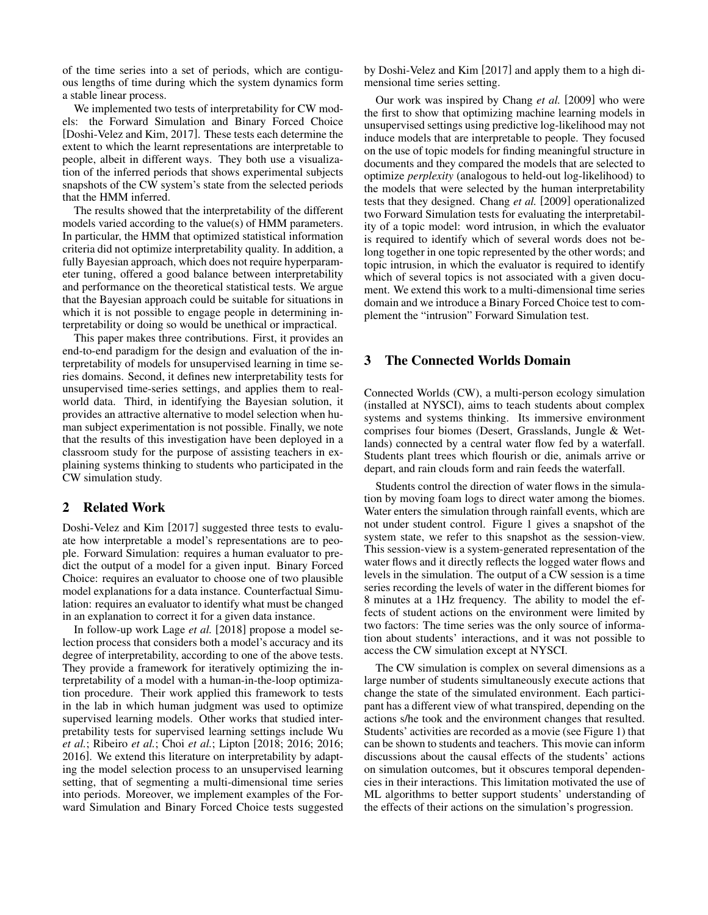of the time series into a set of periods, which are contiguous lengths of time during which the system dynamics form a stable linear process.

We implemented two tests of interpretability for CW models: the Forward Simulation and Binary Forced Choice [Doshi-Velez and Kim, 2017]. These tests each determine the extent to which the learnt representations are interpretable to people, albeit in different ways. They both use a visualization of the inferred periods that shows experimental subjects snapshots of the CW system's state from the selected periods that the HMM inferred.

The results showed that the interpretability of the different models varied according to the value(s) of HMM parameters. In particular, the HMM that optimized statistical information criteria did not optimize interpretability quality. In addition, a fully Bayesian approach, which does not require hyperparameter tuning, offered a good balance between interpretability and performance on the theoretical statistical tests. We argue that the Bayesian approach could be suitable for situations in which it is not possible to engage people in determining interpretability or doing so would be unethical or impractical.

This paper makes three contributions. First, it provides an end-to-end paradigm for the design and evaluation of the interpretability of models for unsupervised learning in time series domains. Second, it defines new interpretability tests for unsupervised time-series settings, and applies them to real-world data. Third, in identifying the Bayesian solution, it provides an attractive alternative to model selection when human subject experimentation is not possible. Finally, we note that the results of this investigation have been deployed in a classroom study for the purpose of assisting teachers in explaining systems thinking to students who participated in the CW simulation study.

## 2 Related Work

Doshi-Velez and Kim [2017] suggested three tests to evaluate how interpretable a model's representations are to people. Forward Simulation: requires a human evaluator to predict the output of a model for a given input. Binary Forced Choice: requires an evaluator to choose one of two plausible model explanations for a data instance. Counterfactual Simulation: requires an evaluator to identify what must be changed in an explanation to correct it for a given data instance.

In follow-up work Lage *et al.* [2018] propose a model selection process that considers both a model's accuracy and its degree of interpretability, according to one of the above tests. They provide a framework for iteratively optimizing the interpretability of a model with a human-in-the-loop optimization procedure. Their work applied this framework to tests in the lab in which human judgment was used to optimize supervised learning models. Other works that studied interpretability tests for supervised learning settings include Wu *et al.*; Ribeiro *et al.*; Choi *et al.*; Lipton [2018; 2016; 2016; 2016]. We extend this literature on interpretability by adapting the model selection process to an unsupervised learning setting, that of segmenting a multi-dimensional time series into periods. Moreover, we implement examples of the Forward Simulation and Binary Forced Choice tests suggested by Doshi-Velez and Kim [2017] and apply them to a high dimensional time series setting.

Our work was inspired by Chang *et al.* [2009] who were the first to show that optimizing machine learning models in unsupervised settings using predictive log-likelihood may not induce models that are interpretable to people. They focused on the use of topic models for finding meaningful structure in documents and they compared the models that are selected to optimize *perplexity* (analogous to held-out log-likelihood) to the models that were selected by the human interpretability tests that they designed. Chang *et al.* [2009] operationalized two Forward Simulation tests for evaluating the interpretability of a topic model: word intrusion, in which the evaluator is required to identify which of several words does not belong together in one topic represented by the other words; and topic intrusion, in which the evaluator is required to identify which of several topics is not associated with a given document. We extend this work to a multi-dimensional time series domain and we introduce a Binary Forced Choice test to complement the "intrusion" Forward Simulation test.

## 3 The Connected Worlds Domain

Connected Worlds (CW), a multi-person ecology simulation (installed at NYSCI), aims to teach students about complex systems and systems thinking. Its immersive environment comprises four biomes (Desert, Grasslands, Jungle & Wetlands) connected by a central water flow fed by a waterfall. Students plant trees which flourish or die, animals arrive or depart, and rain clouds form and rain feeds the waterfall.

Students control the direction of water flows in the simulation by moving foam logs to direct water among the biomes. Water enters the simulation through rainfall events, which are not under student control. Figure 1 gives a snapshot of the system state, we refer to this snapshot as the session-view. This session-view is a system-generated representation of the water flows and it directly reflects the logged water flows and levels in the simulation. The output of a CW session is a time series recording the levels of water in the different biomes for 8 minutes at a 1Hz frequency. The ability to model the effects of student actions on the environment were limited by two factors: The time series was the only source of information about students' interactions, and it was not possible to access the CW simulation except at NYSCI.

The CW simulation is complex on several dimensions as a large number of students simultaneously execute actions that change the state of the simulated environment. Each participant has a different view of what transpired, depending on the actions s/he took and the environment changes that resulted. Students' activities are recorded as a movie (see Figure 1) that can be shown to students and teachers. This movie can inform discussions about the causal effects of the students' actions on simulation outcomes, but it obscures temporal dependencies in their interactions. This limitation motivated the use of ML algorithms to better support students' understanding of the effects of their actions on the simulation's progression.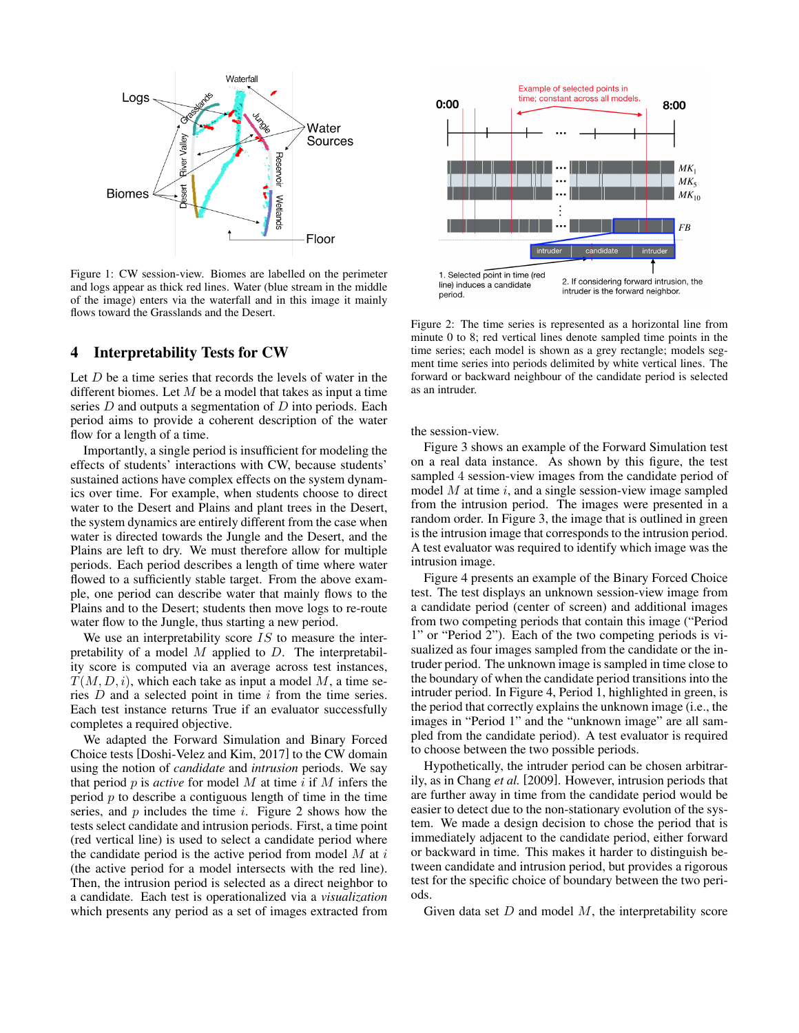Figure 1: CW session-view. Biomes are labelled on the perimeter and logs appear as thick red lines. Water (blue stream in the middle of the image) enters via the waterfall and in this image it mainly flows toward the Grasslands and the Desert.

Figure 2: The time series is represented as a horizontal line from minute 0 to 8; red vertical lines denote sampled time points in the time series; each model is shown as a grey rectangle; models segment time series into periods delimited by white vertical lines. The forward or backward neighbour of the candidate period is selected as an intruder.

## 4 Interpretability Tests for CW

Let $D$ be a time series that records the levels of water in the different biomes. Let $M$ be a model that takes as input a time series $D$ and outputs a segmentation of $D$ into periods. Each period aims to provide a coherent description of the water flow for a length of a time.

Importantly, a single period is insufficient for modeling the effects of students' interactions with CW, because students' sustained actions have complex effects on the system dynamics over time. For example, when students choose to direct water to the Desert and Plains and plant trees in the Desert, the system dynamics are entirely different from the case when water is directed towards the Jungle and the Desert, and the Plains are left to dry. We must therefore allow for multiple periods. Each period describes a length of time where water flowed to a sufficiently stable target. From the above example, one period can describe water that mainly flows to the Plains and to the Desert; students then move logs to re-route water flow to the Jungle, thus starting a new period.

We use an interpretability score $IS$ to measure the interpretability of a model $M$ applied to $D$. The interpretability score is computed via an average across test instances, $T(M, D, i)$, which each take as input a model $M$, a time series $D$ and a selected point in time $i$ from the time series. Each test instance returns True if an evaluator successfully completes a required objective.

We adapted the Forward Simulation and Binary Forced Choice tests [Doshi-Velez and Kim, 2017] to the CW domain using the notion of *candidate* and *intrusion* periods. We say that period $p$ is *active* for model $M$ at time $i$ if $M$ infers the period $p$ to describe a contiguous length of time in the time series, and $p$ includes the time $i$. Figure 2 shows how the tests select candidate and intrusion periods. First, a time point (red vertical line) is used to select a candidate period where the candidate period is the active period from model $M$ at $i$ (the active period for a model intersects with the red line). Then, the intrusion period is selected as a direct neighbor to a candidate. Each test is operationalized via a *visualization* which presents any period as a set of images extracted from the session-view.

Figure 3 shows an example of the Forward Simulation test on a real data instance. As shown by this figure, the test sampled 4 session-view images from the candidate period of model $M$ at time $i$, and a single session-view image sampled from the intrusion period. The images were presented in a random order. In Figure 3, the image that is outlined in green is the intrusion image that corresponds to the intrusion period. A test evaluator was required to identify which image was the intrusion image.

Figure 4 presents an example of the Binary Forced Choice test. The test displays an unknown session-view image from a candidate period (center of screen) and additional images from two competing periods that contain this image ("Period 1" or "Period 2"). Each of the two competing periods is visualized as four images sampled from the candidate or the intruder period. The unknown image is sampled in time close to the boundary of when the candidate period transitions into the intruder period. In Figure 4, Period 1, highlighted in green, is the period that correctly explains the unknown image (i.e., the images in "Period 1" and the "unknown image" are all sampled from the candidate period). A test evaluator is required to choose between the two possible periods.

Hypothetically, the intruder period can be chosen arbitrarily, as in Chang *et al.* [2009]. However, intrusion periods that are further away in time from the candidate period would be easier to detect due to the non-stationary evolution of the system. We made a design decision to chose the period that is immediately adjacent to the candidate period, either forward or backward in time. This makes it harder to distinguish between candidate and intrusion period, but provides a rigorous test for the specific choice of boundary between the two periods.

Given data set $D$ and model $M$, the interpretability score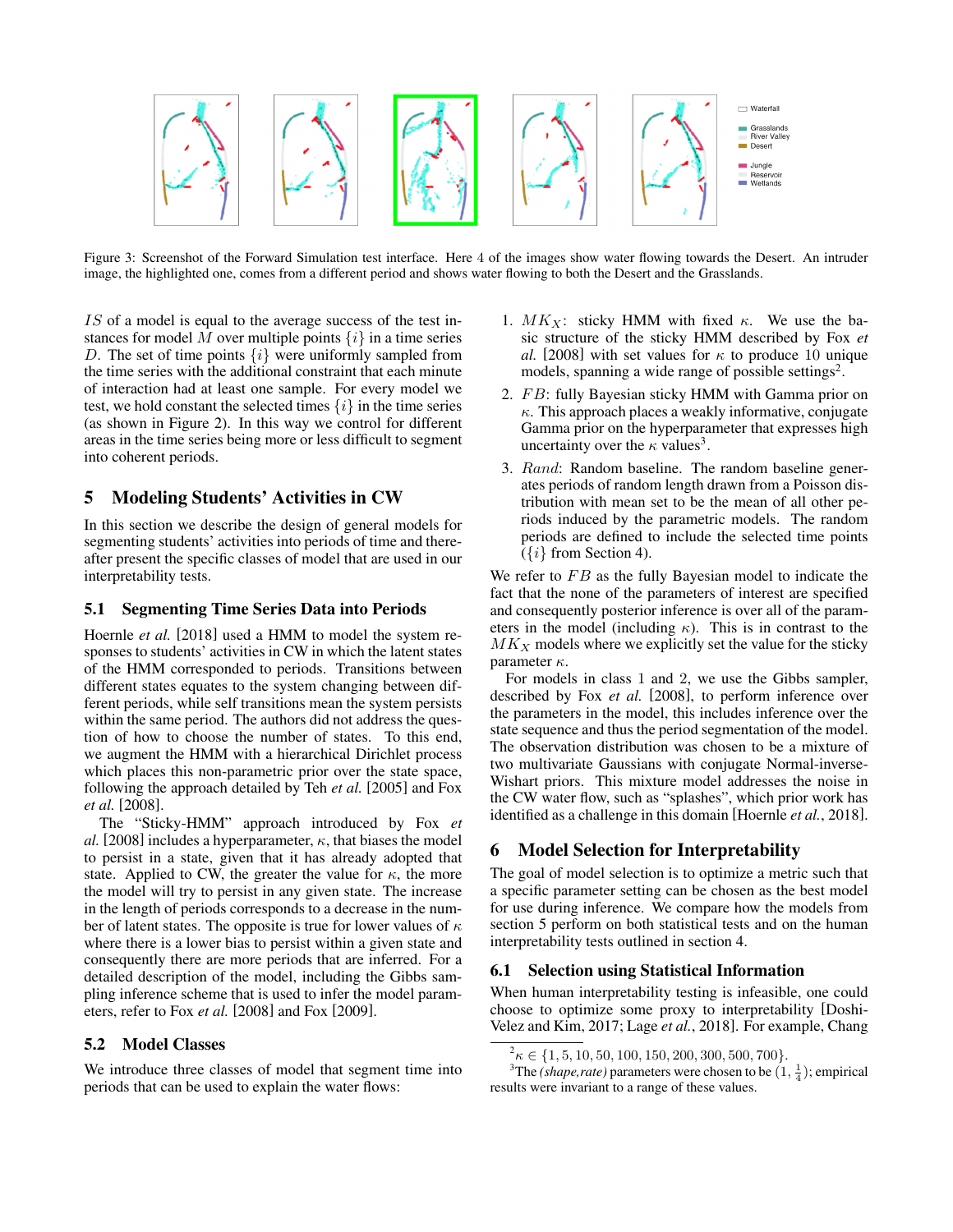Figure 3: Screenshot of the Forward Simulation test interface. Here 4 of the images show water flowing towards the Desert. An intruder image, the highlighted one, comes from a different period and shows water flowing to both the Desert and the Grasslands.

$IS$ of a model is equal to the average success of the test instances for model $M$ over multiple points $\{i\}$ in a time series $D$. The set of time points $\{i\}$ were uniformly sampled from the time series with the additional constraint that each minute of interaction had at least one sample. For every model we test, we hold constant the selected times $\{i\}$ in the time series (as shown in Figure 2). In this way we control for different areas in the time series being more or less difficult to segment into coherent periods.

## 5 Modeling Students' Activities in CW

In this section we describe the design of general models for segmenting students' activities into periods of time and thereafter present the specific classes of model that are used in our interpretability tests.

### 5.1 Segmenting Time Series Data into Periods

Hoernle *et al.* [2018] used a HMM to model the system responses to students' activities in CW in which the latent states of the HMM corresponded to periods. Transitions between different states equates to the system changing between different periods, while self transitions mean the system persists within the same period. The authors did not address the question of how to choose the number of states. To this end, we augment the HMM with a hierarchical Dirichlet process which places this non-parametric prior over the state space, following the approach detailed by Teh *et al.* [2005] and Fox *et al.* [2008].

The "Sticky-HMM" approach introduced by Fox *et al.* [2008] includes a hyperparameter, $\kappa$, that biases the model to persist in a state, given that it has already adopted that state. Applied to CW, the greater the value for $\kappa$, the more the model will try to persist in any given state. The increase in the length of periods corresponds to a decrease in the number of latent states. The opposite is true for lower values of $\kappa$ where there is a lower bias to persist within a given state and consequently there are more periods that are inferred. For a detailed description of the model, including the Gibbs sampling inference scheme that is used to infer the model parameters, refer to Fox *et al.* [2008] and Fox [2009].

### 5.2 Model Classes

We introduce three classes of model that segment time into periods that can be used to explain the water flows:

1. $MK_X$: sticky HMM with fixed $\kappa$. We use the basic structure of the sticky HMM described by Fox *et al.* [2008] with set values for $\kappa$ to produce 10 unique models, spanning a wide range of possible settings[2].
2. $FB$: fully Bayesian sticky HMM with Gamma prior on $\kappa$. This approach places a weakly informative, conjugate Gamma prior on the hyperparameter that expresses high uncertainty over the $\kappa$ values[3].
3. $Rand$: Random baseline. The random baseline generates periods of random length drawn from a Poisson distribution with mean set to be the mean of all other periods induced by the parametric models. The random periods are defined to include the selected time points ($\{i\}$ from Section 4).

We refer to $FB$ as the fully Bayesian model to indicate the fact that the none of the parameters of interest are specified and consequently posterior inference is over all of the parameters in the model (including $\kappa$). This is in contrast to the $MK_X$ models where we explicitly set the value for the sticky parameter $\kappa$.

For models in class 1 and 2, we use the Gibbs sampler, described by Fox *et al.* [2008], to perform inference over the parameters in the model, this includes inference over the state sequence and thus the period segmentation of the model. The observation distribution was chosen to be a mixture of two multivariate Gaussians with conjugate Normal-inverse-Wishart priors. This mixture model addresses the noise in the CW water flow, such as "splashes", which prior work has identified as a challenge in this domain [Hoernle *et al.*, 2018].

## 6 Model Selection for Interpretability

The goal of model selection is to optimize a metric such that a specific parameter setting can be chosen as the best model for use during inference. We compare how the models from section 5 perform on both statistical tests and on the human interpretability tests outlined in section 4.

### 6.1 Selection using Statistical Information

When human interpretability testing is infeasible, one could choose to optimize some proxy to interpretability [Doshi-Velez and Kim, 2017; Lage *et al.*, 2018]. For example, Chang

[2] $\kappa \in \{1, 5, 10, 50, 100, 150, 200, 300, 500, 700\}$.

[3] The *(shape,rate)* parameters were chosen to be $(1, \frac{1}{4})$; empirical results were invariant to a range of these values.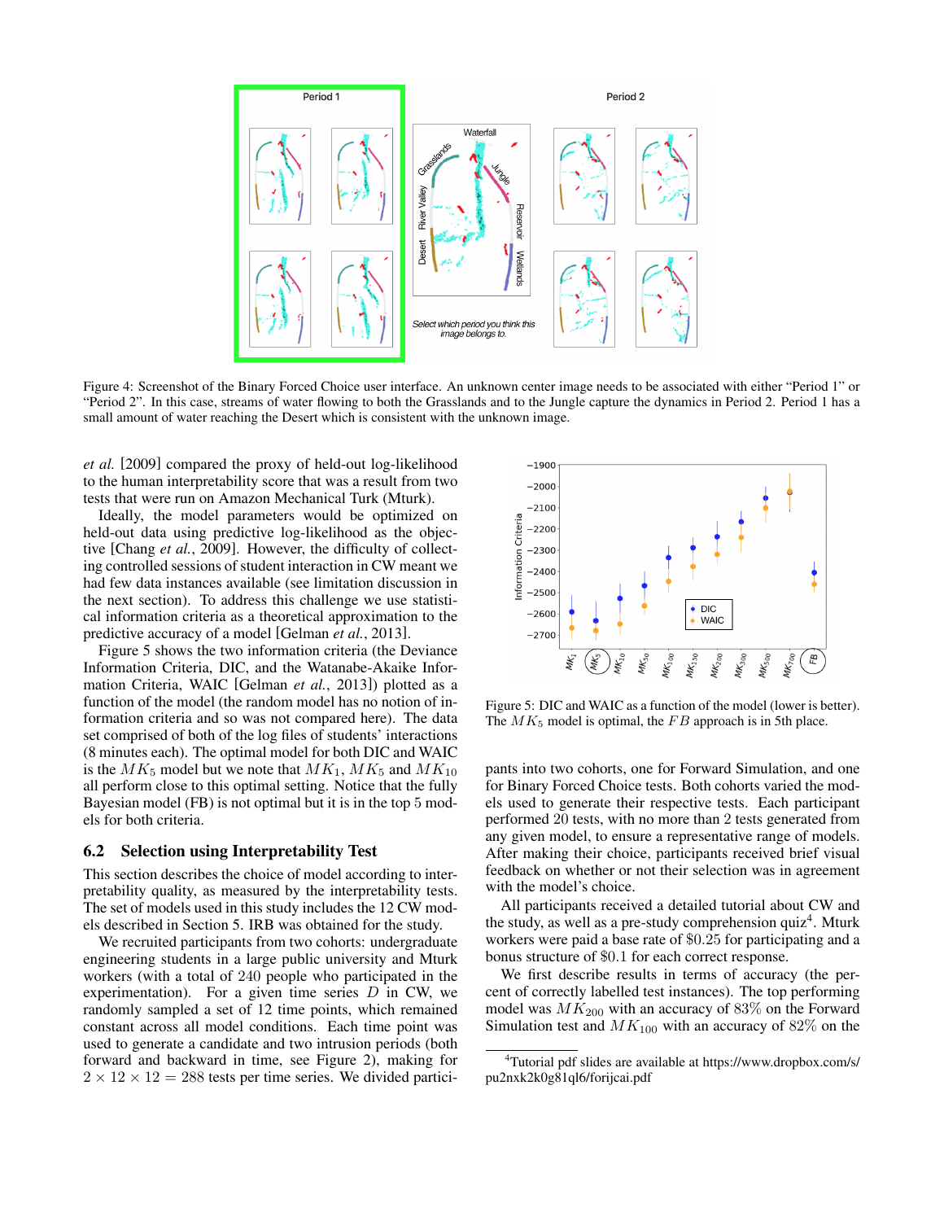Figure 4: Screenshot of the Binary Forced Choice user interface. An unknown center image needs to be associated with either "Period 1" or "Period 2". In this case, streams of water flowing to both the Grasslands and to the Jungle capture the dynamics in Period 2. Period 1 has a small amount of water reaching the Desert which is consistent with the unknown image.

*et al.* [2009] compared the proxy of held-out log-likelihood to the human interpretability score that was a result from two tests that were run on Amazon Mechanical Turk (Mturk).

Ideally, the model parameters would be optimized on held-out data using predictive log-likelihood as the objective [Chang *et al.*, 2009]. However, the difficulty of collecting controlled sessions of student interaction in CW meant we had few data instances available (see limitation discussion in the next section). To address this challenge we use statistical information criteria as a theoretical approximation to the predictive accuracy of a model [Gelman *et al.*, 2013].

Figure 5 shows the two information criteria (the Deviance Information Criteria, DIC, and the Watanabe-Akaike Information Criteria, WAIC [Gelman *et al.*, 2013]) plotted as a function of the model (the random model has no notion of information criteria and so was not compared here). The data set comprised of both of the log files of students' interactions (8 minutes each). The optimal model for both DIC and WAIC is the $MK_5$ model but we note that $MK_1$, $MK_5$ and $MK_{10}$ all perform close to this optimal setting. Notice that the fully Bayesian model (FB) is not optimal but it is in the top 5 models for both criteria.

Figure 5: DIC and WAIC as a function of the model (lower is better). The $MK_5$ model is optimal, the $FB$ approach is in 5th place.

## 6.2 Selection using Interpretability Test

This section describes the choice of model according to interpretability quality, as measured by the interpretability tests. The set of models used in this study includes the 12 CW models described in Section 5. IRB was obtained for the study.

We recruited participants from two cohorts: undergraduate engineering students in a large public university and Mturk workers (with a total of 240 people who participated in the experimentation). For a given time series $D$ in CW, we randomly sampled a set of 12 time points, which remained constant across all model conditions. Each time point was used to generate a candidate and two intrusion periods (both forward and backward in time, see Figure 2), making for $2 \times 12 \times 12 = 288$ tests per time series. We divided participants into two cohorts, one for Forward Simulation, and one for Binary Forced Choice tests. Both cohorts varied the models used to generate their respective tests. Each participant performed 20 tests, with no more than 2 tests generated from any given model, to ensure a representative range of models. After making their choice, participants received brief visual feedback on whether or not their selection was in agreement with the model's choice.

All participants received a detailed tutorial about CW and the study, as well as a pre-study comprehension quiz[4]. Mturk workers were paid a base rate of \$0.25 for participating and a bonus structure of \$0.1 for each correct response.

We first describe results in terms of accuracy (the percent of correctly labelled test instances). The top performing model was $MK_{200}$ with an accuracy of 83% on the Forward Simulation test and $MK_{100}$ with an accuracy of 82% on the

[4]Tutorial pdf slides are available at https://www.dropbox.com/s/pu2nxk2k0g81ql6/forijcai.pdf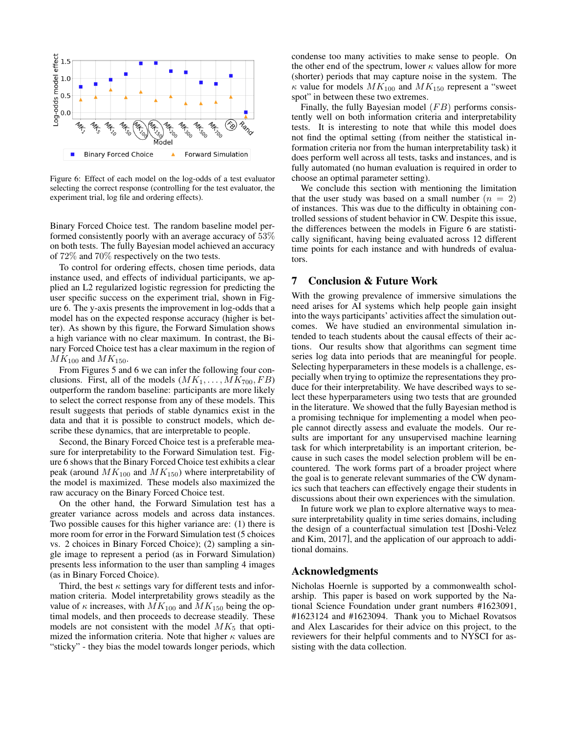Figure 6: Effect of each model on the log-odds of a test evaluator selecting the correct response (controlling for the test evaluator, the experiment trial, log file and ordering effects).

Binary Forced Choice test. The random baseline model performed consistently poorly with an average accuracy of 53% on both tests. The fully Bayesian model achieved an accuracy of 72% and 70% respectively on the two tests.

To control for ordering effects, chosen time periods, data instance used, and effects of individual participants, we applied an L2 regularized logistic regression for predicting the user specific success on the experiment trial, shown in Figure 6. The y-axis presents the improvement in log-odds that a model has on the expected response accuracy (higher is better). As shown by this figure, the Forward Simulation shows a high variance with no clear maximum. In contrast, the Binary Forced Choice test has a clear maximum in the region of $MK_{100}$ and $MK_{150}$.

From Figures 5 and 6 we can infer the following four conclusions. First, all of the models $(MK_1, \ldots, MK_{700}, FB)$ outperform the random baseline: participants are more likely to select the correct response from any of these models. This result suggests that periods of stable dynamics exist in the data and that it is possible to construct models, which describe these dynamics, that are interpretable to people.

Second, the Binary Forced Choice test is a preferable measure for interpretability to the Forward Simulation test. Figure 6 shows that the Binary Forced Choice test exhibits a clear peak (around $MK_{100}$ and $MK_{150}$) where interpretability of the model is maximized. These models also maximized the raw accuracy on the Binary Forced Choice test.

On the other hand, the Forward Simulation test has a greater variance across models and across data instances. Two possible causes for this higher variance are: (1) there is more room for error in the Forward Simulation test (5 choices vs. 2 choices in Binary Forced Choice); (2) sampling a single image to represent a period (as in Forward Simulation) presents less information to the user than sampling 4 images (as in Binary Forced Choice).

Third, the best $\kappa$ settings vary for different tests and information criteria. Model interpretability grows steadily as the value of $\kappa$ increases, with $MK_{100}$ and $MK_{150}$ being the optimal models, and then proceeds to decrease steadily. These models are not consistent with the model $MK_5$ that optimized the information criteria. Note that higher $\kappa$ values are "sticky" - they bias the model towards longer periods, which condense too many activities to make sense to people. On the other end of the spectrum, lower $\kappa$ values allow for more (shorter) periods that may capture noise in the system. The $\kappa$ value for models $MK_{100}$ and $MK_{150}$ represent a "sweet spot" in between these two extremes.

Finally, the fully Bayesian model $(FB)$ performs consistently well on both information criteria and interpretability tests. It is interesting to note that while this model does not find the optimal setting (from neither the statistical information criteria nor from the human interpretability task) it does perform well across all tests, tasks and instances, and is fully automated (no human evaluation is required in order to choose an optimal parameter setting).

We conclude this section with mentioning the limitation that the user study was based on a small number $(n = 2)$ of instances. This was due to the difficulty in obtaining controlled sessions of student behavior in CW. Despite this issue, the differences between the models in Figure 6 are statistically significant, having being evaluated across 12 different time points for each instance and with hundreds of evaluators.

## 7 Conclusion & Future Work

With the growing prevalence of immersive simulations the need arises for AI systems which help people gain insight into the ways participants' activities affect the simulation outcomes. We have studied an environmental simulation intended to teach students about the causal effects of their actions. Our results show that algorithms can segment time series log data into periods that are meaningful for people. Selecting hyperparameters in these models is a challenge, especially when trying to optimize the representations they produce for their interpretability. We have described ways to select these hyperparameters using two tests that are grounded in the literature. We showed that the fully Bayesian method is a promising technique for implementing a model when people cannot directly assess and evaluate the models. Our results are important for any unsupervised machine learning task for which interpretability is an important criterion, because in such cases the model selection problem will be encountered. The work forms part of a broader project where the goal is to generate relevant summaries of the CW dynamics such that teachers can effectively engage their students in discussions about their own experiences with the simulation.

In future work we plan to explore alternative ways to measure interpretability quality in time series domains, including the design of a counterfactual simulation test [Doshi-Velez and Kim, 2017], and the application of our approach to additional domains.

## Acknowledgments

Nicholas Hoernle is supported by a commonwealth scholarship. This paper is based on work supported by the National Science Foundation under grant numbers #1623091, #1623124 and #1623094. Thank you to Michael Rovatsos and Alex Lascarides for their advice on this project, to the reviewers for their helpful comments and to NYSCI for assisting with the data collection.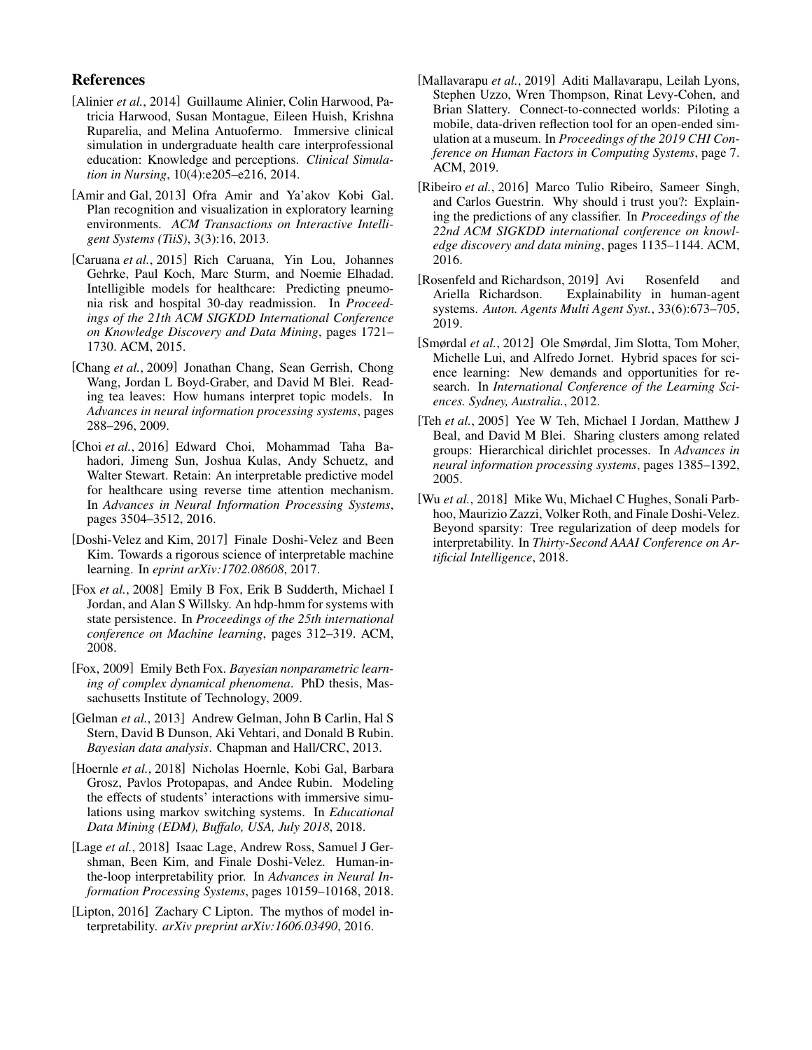## References

[Alinier *et al.*, 2014] Guillaume Alinier, Colin Harwood, Patricia Harwood, Susan Montague, Eileen Huish, Krishna Ruparelia, and Melina Antuofermo. Immersive clinical simulation in undergraduate health care interprofessional education: Knowledge and perceptions. *Clinical Simulation in Nursing*, 10(4):e205–e216, 2014.

[Amir and Gal, 2013] Ofra Amir and Ya'akov Kobi Gal. Plan recognition and visualization in exploratory learning environments. *ACM Transactions on Interactive Intelligent Systems (TiiS)*, 3(3):16, 2013.

[Caruana *et al.*, 2015] Rich Caruana, Yin Lou, Johannes Gehrke, Paul Koch, Marc Sturm, and Noemie Elhadad. Intelligible models for healthcare: Predicting pneumonia risk and hospital 30-day readmission. In *Proceedings of the 21th ACM SIGKDD International Conference on Knowledge Discovery and Data Mining*, pages 1721–1730. ACM, 2015.

[Chang *et al.*, 2009] Jonathan Chang, Sean Gerrish, Chong Wang, Jordan L Boyd-Graber, and David M Blei. Reading tea leaves: How humans interpret topic models. In *Advances in neural information processing systems*, pages 288–296, 2009.

[Choi *et al.*, 2016] Edward Choi, Mohammad Taha Bahadori, Jimeng Sun, Joshua Kulas, Andy Schuetz, and Walter Stewart. Retain: An interpretable predictive model for healthcare using reverse time attention mechanism. In *Advances in Neural Information Processing Systems*, pages 3504–3512, 2016.

[Doshi-Velez and Kim, 2017] Finale Doshi-Velez and Been Kim. Towards a rigorous science of interpretable machine learning. In *eprint arXiv:1702.08608*, 2017.

[Fox *et al.*, 2008] Emily B Fox, Erik B Sudderth, Michael I Jordan, and Alan S Willsky. An hdp-hmm for systems with state persistence. In *Proceedings of the 25th international conference on Machine learning*, pages 312–319. ACM, 2008.

[Fox, 2009] Emily Beth Fox. *Bayesian nonparametric learning of complex dynamical phenomena*. PhD thesis, Massachusetts Institute of Technology, 2009.

[Gelman *et al.*, 2013] Andrew Gelman, John B Carlin, Hal S Stern, David B Dunson, Aki Vehtari, and Donald B Rubin. *Bayesian data analysis*. Chapman and Hall/CRC, 2013.

[Hoernle *et al.*, 2018] Nicholas Hoernle, Kobi Gal, Barbara Grosz, Pavlos Protopapas, and Andee Rubin. Modeling the effects of students' interactions with immersive simulations using markov switching systems. In *Educational Data Mining (EDM), Buffalo, USA, July 2018*, 2018.

[Lage *et al.*, 2018] Isaac Lage, Andrew Ross, Samuel J Gershman, Been Kim, and Finale Doshi-Velez. Human-in-the-loop interpretability prior. In *Advances in Neural Information Processing Systems*, pages 10159–10168, 2018.

[Lipton, 2016] Zachary C Lipton. The mythos of model interpretability. *arXiv preprint arXiv:1606.03490*, 2016.

[Mallavarapu *et al.*, 2019] Aditi Mallavarapu, Leilah Lyons, Stephen Uzzo, Wren Thompson, Rinat Levy-Cohen, and Brian Slattery. Connect-to-connected worlds: Piloting a mobile, data-driven reflection tool for an open-ended simulation at a museum. In *Proceedings of the 2019 CHI Conference on Human Factors in Computing Systems*, page 7. ACM, 2019.

[Ribeiro *et al.*, 2016] Marco Tulio Ribeiro, Sameer Singh, and Carlos Guestrin. Why should i trust you?: Explaining the predictions of any classifier. In *Proceedings of the 22nd ACM SIGKDD international conference on knowledge discovery and data mining*, pages 1135–1144. ACM, 2016.

[Rosenfeld and Richardson, 2019] Avi Rosenfeld and Ariella Richardson. Explainability in human-agent systems. *Auton. Agents Multi Agent Syst.*, 33(6):673–705, 2019.

[Smørdal *et al.*, 2012] Ole Smørdal, Jim Slotta, Tom Moher, Michelle Lui, and Alfredo Jornet. Hybrid spaces for science learning: New demands and opportunities for research. In *International Conference of the Learning Sciences. Sydney, Australia.*, 2012.

[Teh *et al.*, 2005] Yee W Teh, Michael I Jordan, Matthew J Beal, and David M Blei. Sharing clusters among related groups: Hierarchical dirichlet processes. In *Advances in neural information processing systems*, pages 1385–1392, 2005.

[Wu *et al.*, 2018] Mike Wu, Michael C Hughes, Sonali Parbhoo, Maurizio Zazzi, Volker Roth, and Finale Doshi-Velez. Beyond sparsity: Tree regularization of deep models for interpretability. In *Thirty-Second AAAI Conference on Artificial Intelligence*, 2018.